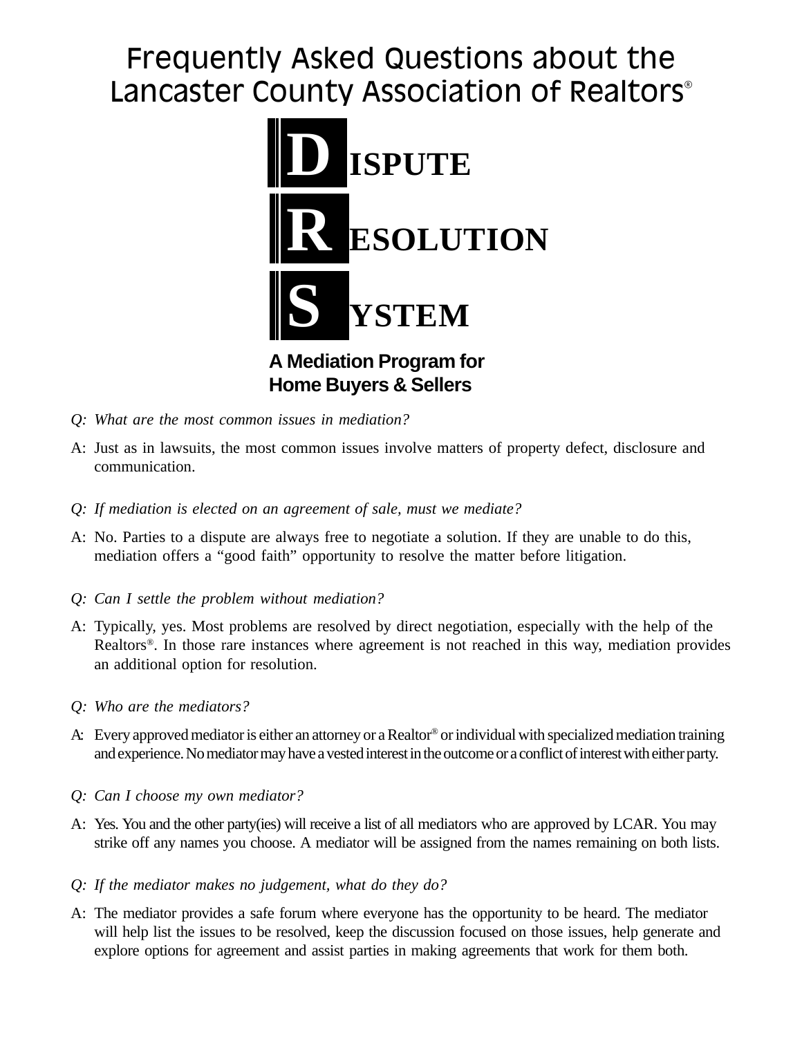# Frequently Asked Questions about the Lancaster County Association of Realtors®

## DISPUTE RESOLUTION SYSTEM

### A Mediation Program for Home Buyers & Sellers

*Q: What are the most common issues in mediation?*

A: Just as in lawsuits, the most common issues involve matters of property defect, disclosure and communication.

*Q: If mediation is elected on an agreement of sale, must we mediate?*

A: No. Parties to a dispute are always free to negotiate a solution. If they are unable to do this, mediation offers a "good faith" opportunity to resolve the matter before litigation.

*Q: Can I settle the problem without mediation?*

A: Typically, yes. Most problems are resolved by direct negotiation, especially with the help of the Realtors®. In those rare instances where agreement is not reached in this way, mediation provides an additional option for resolution.

*Q: Who are the mediators?*

A: Every approved mediator is either an attorney or a Realtor® or individual with specialized mediation training and experience. No mediator may have a vested interest in the outcome or a conflict of interest with either party.

*Q: Can I choose my own mediator?*

A: Yes. You and the other party(ies) will receive a list of all mediators who are approved by LCAR. You may strike off any names you choose. A mediator will be assigned from the names remaining on both lists.

*Q: If the mediator makes no judgement, what do they do?*

A: The mediator provides a safe forum where everyone has the opportunity to be heard. The mediator will help list the issues to be resolved, keep the discussion focused on those issues, help generate and explore options for agreement and assist parties in making agreements that work for them both.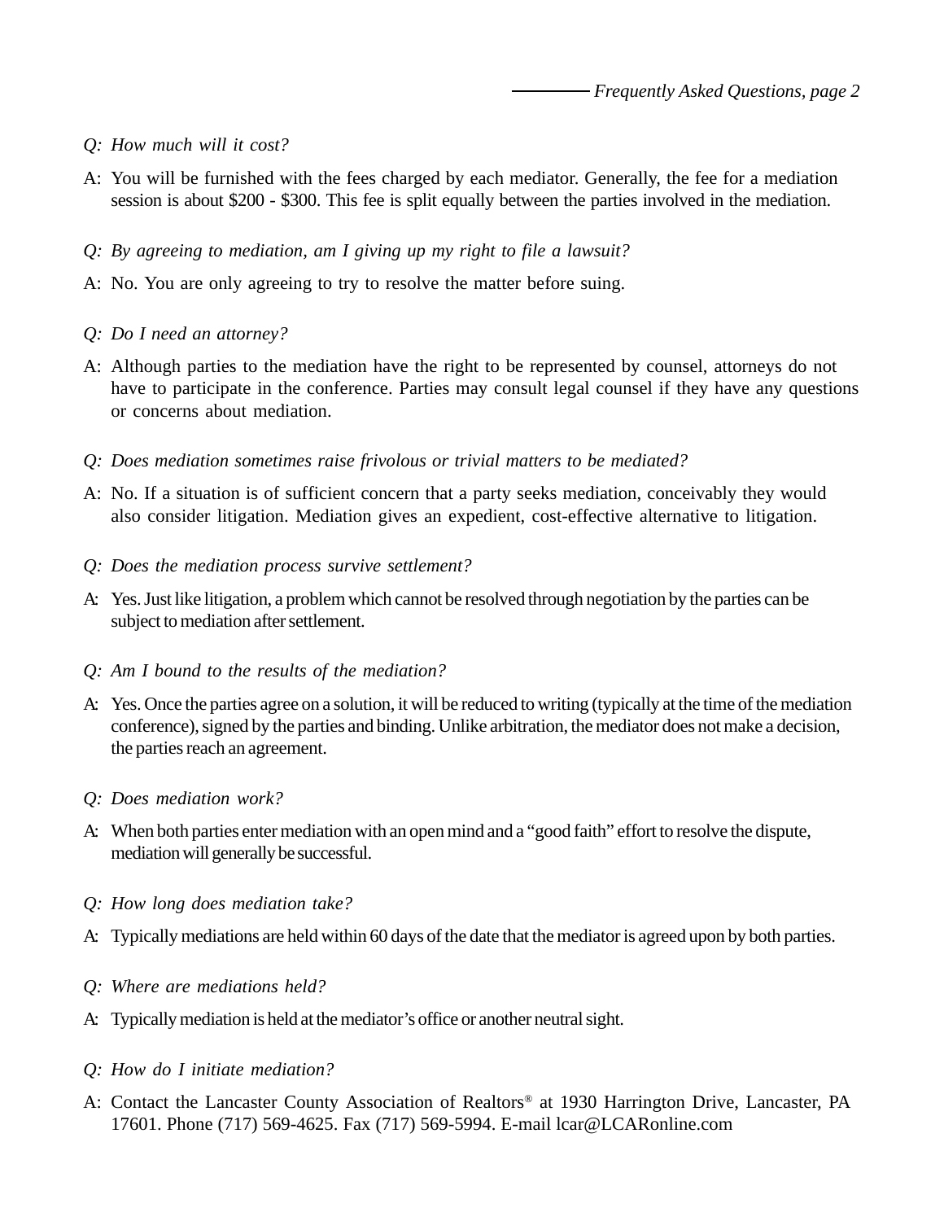*Q: How much will it cost?*

A: You will be furnished with the fees charged by each mediator. Generally, the fee for a mediation session is about $200 - $300. This fee is split equally between the parties involved in the mediation.

*Q: By agreeing to mediation, am I giving up my right to file a lawsuit?*

A: No. You are only agreeing to try to resolve the matter before suing.

*Q: Do I need an attorney?*

A: Although parties to the mediation have the right to be represented by counsel, attorneys do not have to participate in the conference. Parties may consult legal counsel if they have any questions or concerns about mediation.

*Q: Does mediation sometimes raise frivolous or trivial matters to be mediated?*

A: No. If a situation is of sufficient concern that a party seeks mediation, conceivably they would also consider litigation. Mediation gives an expedient, cost-effective alternative to litigation.

*Q: Does the mediation process survive settlement?*

A: Yes. Just like litigation, a problem which cannot be resolved through negotiation by the parties can be subject to mediation after settlement.

*Q: Am I bound to the results of the mediation?*

A: Yes. Once the parties agree on a solution, it will be reduced to writing (typically at the time of the mediation conference), signed by the parties and binding. Unlike arbitration, the mediator does not make a decision, the parties reach an agreement.

*Q: Does mediation work?*

A: When both parties enter mediation with an open mind and a "good faith" effort to resolve the dispute, mediation will generally be successful.

*Q: How long does mediation take?*

A: Typically mediations are held within 60 days of the date that the mediator is agreed upon by both parties.

*Q: Where are mediations held?*

A: Typically mediation is held at the mediator's office or another neutral sight.

*Q: How do I initiate mediation?*

A: Contact the Lancaster County Association of Realtors® at 1930 Harrington Drive, Lancaster, PA 17601. Phone (717) 569-4625. Fax (717) 569-5994. E-mail lcar@LCARonline.com